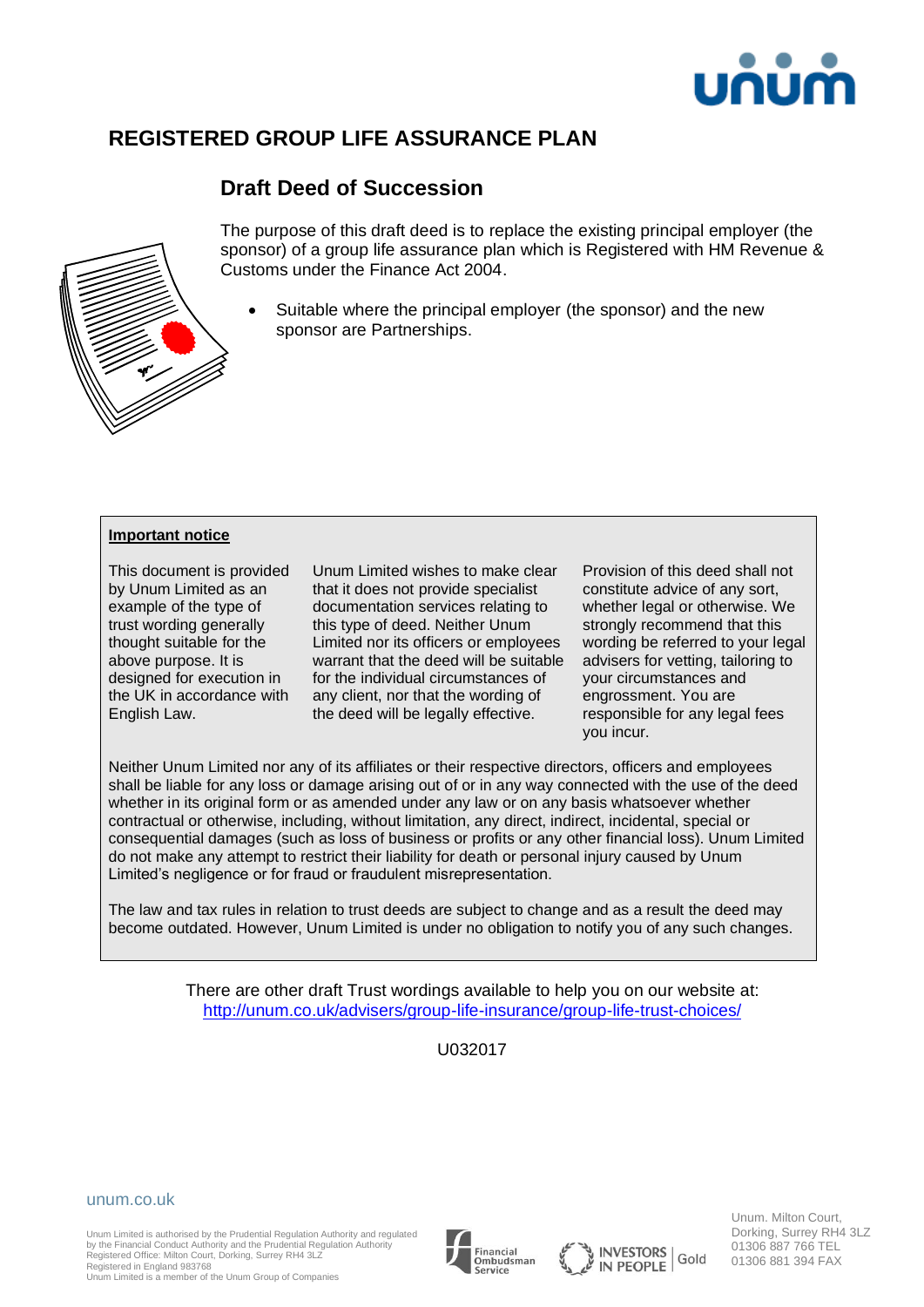# REGISTERED GROUP LIFE ASSURANCE PLAN

## Draft Deed of Succession

The purpose of this draft deed is to replace the existing principal employer (the sponsor) of a group life assurance plan which is Registered with HM Revenue & Customs under the Finance Act 2004.

- Suitable where the principal employer (the sponsor) and the new sponsor are Partnerships.

**Important notice**

This document is provided by Unum Limited as an example of the type of trust wording generally thought suitable for the above purpose. It is designed for execution in the UK in accordance with English Law.

Unum Limited wishes to make clear that it does not provide specialist documentation services relating to this type of deed. Neither Unum Limited nor its officers or employees warrant that the deed will be suitable for the individual circumstances of any client, nor that the wording of the deed will be legally effective.

Provision of this deed shall not constitute advice of any sort, whether legal or otherwise. We strongly recommend that this wording be referred to your legal advisers for vetting, tailoring to your circumstances and engrossment. You are responsible for any legal fees you incur.

Neither Unum Limited nor any of its affiliates or their respective directors, officers and employees shall be liable for any loss or damage arising out of or in any way connected with the use of the deed whether in its original form or as amended under any law or on any basis whatsoever whether contractual or otherwise, including, without limitation, any direct, indirect, incidental, special or consequential damages (such as loss of business or profits or any other financial loss). Unum Limited do not make any attempt to restrict their liability for death or personal injury caused by Unum Limited's negligence or for fraud or fraudulent misrepresentation.

The law and tax rules in relation to trust deeds are subject to change and as a result the deed may become outdated. However, Unum Limited is under no obligation to notify you of any such changes.

There are other draft Trust wordings available to help you on our website at:
http://unum.co.uk/advisers/group-life-insurance/group-life-trust-choices/

U032017

unum.co.uk

Unum Limited is authorised by the Prudential Regulation Authority and regulated by the Financial Conduct Authority and the Prudential Regulation Authority
Registered Office: Milton Court, Dorking, Surrey RH4 3LZ
Registered in England 983768
Unum Limited is a member of the Unum Group of Companies

Unum. Milton Court, Dorking, Surrey RH4 3LZ
01306 887 766 TEL
01306 881 394 FAX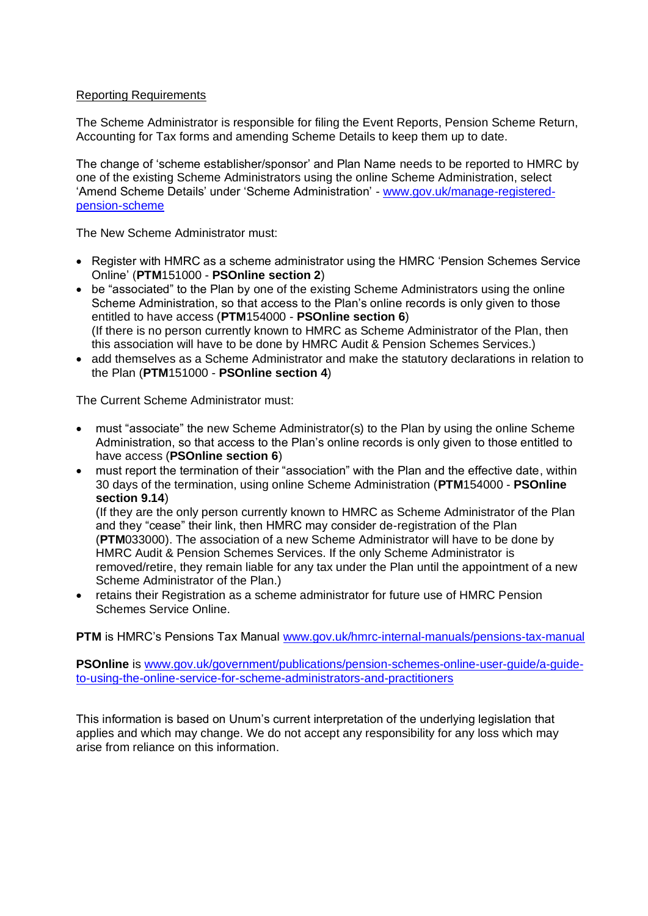## Reporting Requirements

The Scheme Administrator is responsible for filing the Event Reports, Pension Scheme Return, Accounting for Tax forms and amending Scheme Details to keep them up to date.

The change of 'scheme establisher/sponsor' and Plan Name needs to be reported to HMRC by one of the existing Scheme Administrators using the online Scheme Administration, select 'Amend Scheme Details' under 'Scheme Administration' - www.gov.uk/manage-registered-pension-scheme

The New Scheme Administrator must:

- Register with HMRC as a scheme administrator using the HMRC 'Pension Schemes Service Online' (**PTM**151000 - **PSOnline section 2**)
- be "associated" to the Plan by one of the existing Scheme Administrators using the online Scheme Administration, so that access to the Plan's online records is only given to those entitled to have access (**PTM**154000 - **PSOnline section 6**)
  (If there is no person currently known to HMRC as Scheme Administrator of the Plan, then this association will have to be done by HMRC Audit & Pension Schemes Services.)
- add themselves as a Scheme Administrator and make the statutory declarations in relation to the Plan (**PTM**151000 - **PSOnline section 4**)

The Current Scheme Administrator must:

- must "associate" the new Scheme Administrator(s) to the Plan by using the online Scheme Administration, so that access to the Plan's online records is only given to those entitled to have access (**PSOnline section 6**)
- must report the termination of their "association" with the Plan and the effective date, within 30 days of the termination, using online Scheme Administration (**PTM**154000 - **PSOnline section 9.14**)
  (If they are the only person currently known to HMRC as Scheme Administrator of the Plan and they "cease" their link, then HMRC may consider de-registration of the Plan (**PTM**033000). The association of a new Scheme Administrator will have to be done by HMRC Audit & Pension Schemes Services. If the only Scheme Administrator is removed/retire, they remain liable for any tax under the Plan until the appointment of a new Scheme Administrator of the Plan.)
- retains their Registration as a scheme administrator for future use of HMRC Pension Schemes Service Online.

**PTM** is HMRC's Pensions Tax Manual www.gov.uk/hmrc-internal-manuals/pensions-tax-manual

**PSOnline** is www.gov.uk/government/publications/pension-schemes-online-user-guide/a-guide-to-using-the-online-service-for-scheme-administrators-and-practitioners

This information is based on Unum's current interpretation of the underlying legislation that applies and which may change. We do not accept any responsibility for any loss which may arise from reliance on this information.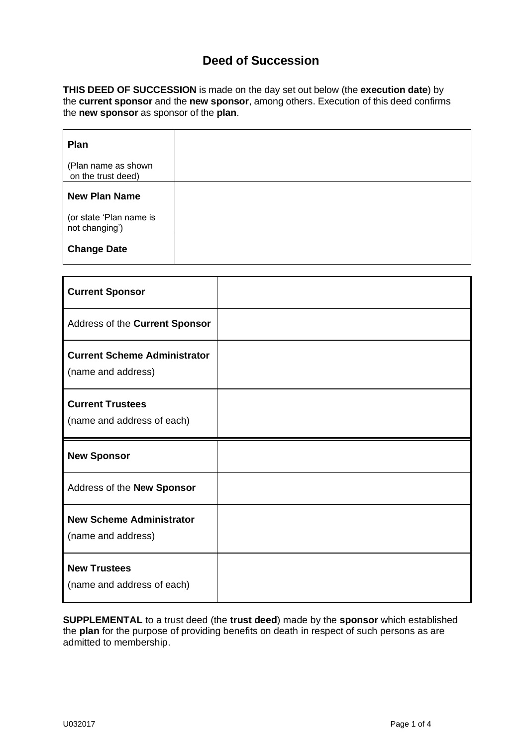# Deed of Succession

**THIS DEED OF SUCCESSION** is made on the day set out below (the **execution date**) by the **current sponsor** and the **new sponsor**, among others. Execution of this deed confirms the **new sponsor** as sponsor of the **plan**.

| | |
|---|---|
| **Plan**<br><br>(Plan name as shown on the trust deed) | |
| **New Plan Name**<br><br>(or state 'Plan name is not changing') | |
| **Change Date** | |

| | |
|---|---|
| **Current Sponsor** | |
| Address of the **Current Sponsor** | |
| **Current Scheme Administrator**<br>(name and address) | |
| **Current Trustees**<br>(name and address of each) | |
| **New Sponsor** | |
| Address of the **New Sponsor** | |
| **New Scheme Administrator**<br>(name and address) | |
| **New Trustees**<br>(name and address of each) | |

**SUPPLEMENTAL** to a trust deed (the **trust deed**) made by the **sponsor** which established the **plan** for the purpose of providing benefits on death in respect of such persons as are admitted to membership.

U032017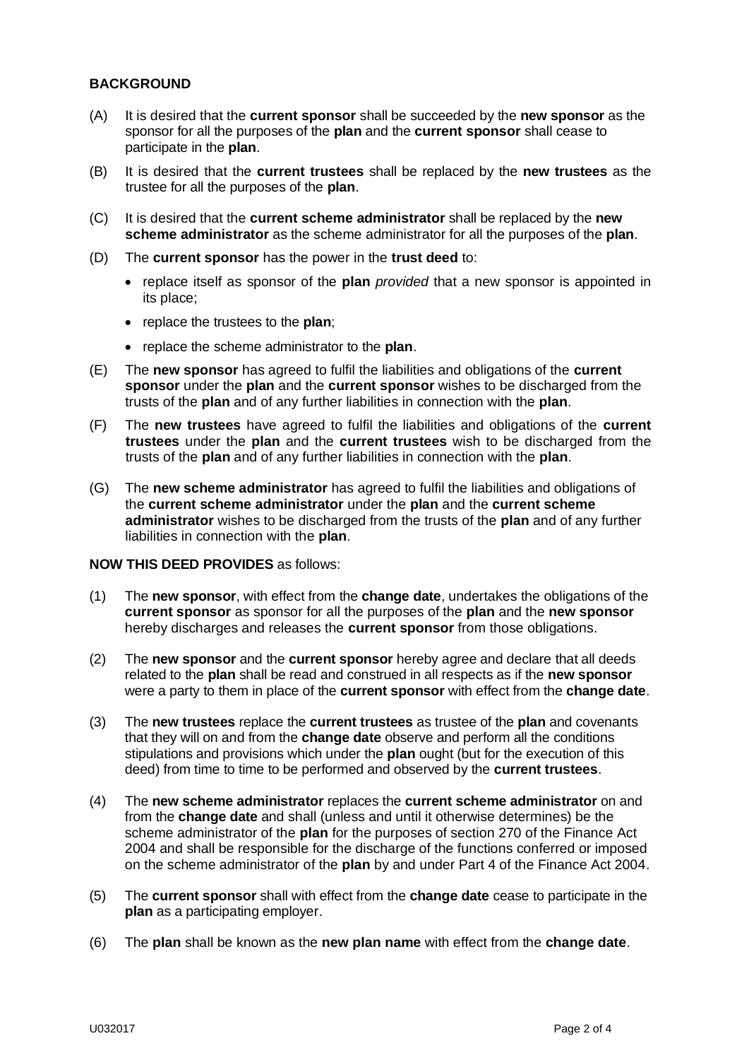**BACKGROUND**

(A) It is desired that the **current sponsor** shall be succeeded by the **new sponsor** as the sponsor for all the purposes of the **plan** and the **current sponsor** shall cease to participate in the **plan**.

(B) It is desired that the **current trustees** shall be replaced by the **new trustees** as the trustee for all the purposes of the **plan**.

(C) It is desired that the **current scheme administrator** shall be replaced by the **new scheme administrator** as the scheme administrator for all the purposes of the **plan**.

(D) The **current sponsor** has the power in the **trust deed** to:

- replace itself as sponsor of the **plan** *provided* that a new sponsor is appointed in its place;
- replace the trustees to the **plan**;
- replace the scheme administrator to the **plan**.

(E) The **new sponsor** has agreed to fulfil the liabilities and obligations of the **current sponsor** under the **plan** and the **current sponsor** wishes to be discharged from the trusts of the **plan** and of any further liabilities in connection with the **plan**.

(F) The **new trustees** have agreed to fulfil the liabilities and obligations of the **current trustees** under the **plan** and the **current trustees** wish to be discharged from the trusts of the **plan** and of any further liabilities in connection with the **plan**.

(G) The **new scheme administrator** has agreed to fulfil the liabilities and obligations of the **current scheme administrator** under the **plan** and the **current scheme administrator** wishes to be discharged from the trusts of the **plan** and of any further liabilities in connection with the **plan**.

**NOW THIS DEED PROVIDES** as follows:

(1) The **new sponsor**, with effect from the **change date**, undertakes the obligations of the **current sponsor** as sponsor for all the purposes of the **plan** and the **new sponsor** hereby discharges and releases the **current sponsor** from those obligations.

(2) The **new sponsor** and the **current sponsor** hereby agree and declare that all deeds related to the **plan** shall be read and construed in all respects as if the **new sponsor** were a party to them in place of the **current sponsor** with effect from the **change date**.

(3) The **new trustees** replace the **current trustees** as trustee of the **plan** and covenants that they will on and from the **change date** observe and perform all the conditions stipulations and provisions which under the **plan** ought (but for the execution of this deed) from time to time to be performed and observed by the **current trustees**.

(4) The **new scheme administrator** replaces the **current scheme administrator** on and from the **change date** and shall (unless and until it otherwise determines) be the scheme administrator of the **plan** for the purposes of section 270 of the Finance Act 2004 and shall be responsible for the discharge of the functions conferred or imposed on the scheme administrator of the **plan** by and under Part 4 of the Finance Act 2004.

(5) The **current sponsor** shall with effect from the **change date** cease to participate in the **plan** as a participating employer.

(6) The **plan** shall be known as the **new plan name** with effect from the **change date**.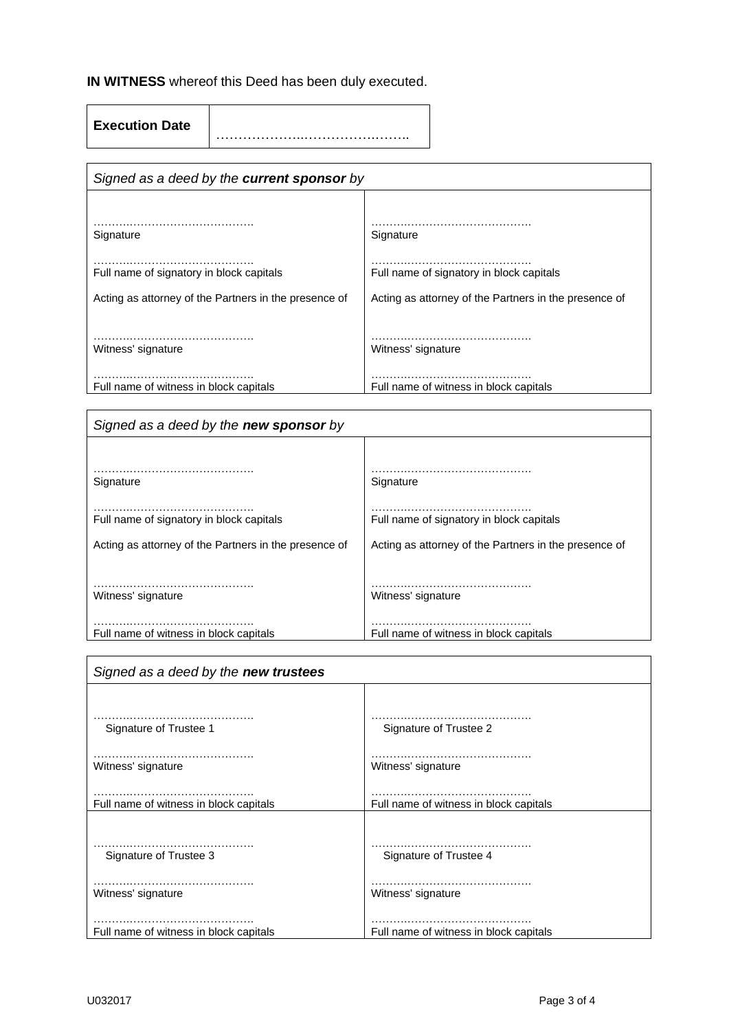**IN WITNESS** whereof this Deed has been duly executed.

| **Execution Date** | …………………..………………..…….. |
|---|---|

| *Signed as a deed by the **current sponsor** by* | |
|---|---|
| ……………………………………. Signature | ……………………………………. Signature |
| ……………………………………. Full name of signatory in block capitals | ……………………………………. Full name of signatory in block capitals |
| Acting as attorney of the Partners in the presence of | Acting as attorney of the Partners in the presence of |
| ……………………………………. Witness' signature | ……………………………………. Witness' signature |
| ……………………………………. Full name of witness in block capitals | ……………………………………. Full name of witness in block capitals |

| *Signed as a deed by the **new sponsor** by* | |
|---|---|
| ……………………………………. Signature | ……………………………………. Signature |
| ……………………………………. Full name of signatory in block capitals | ……………………………………. Full name of signatory in block capitals |
| Acting as attorney of the Partners in the presence of | Acting as attorney of the Partners in the presence of |
| ……………………………………. Witness' signature | ……………………………………. Witness' signature |
| ……………………………………. Full name of witness in block capitals | ……………………………………. Full name of witness in block capitals |

| *Signed as a deed by the **new trustees*** | |
|---|---|
| ……………………………………. Signature of Trustee 1 | ……………………………………. Signature of Trustee 2 |
| ……………………………………. Witness' signature | ……………………………………. Witness' signature |
| ……………………………………. Full name of witness in block capitals | ……………………………………. Full name of witness in block capitals |
| ……………………………………. Signature of Trustee 3 | ……………………………………. Signature of Trustee 4 |
| ……………………………………. Witness' signature | ……………………………………. Witness' signature |
| ……………………………………. Full name of witness in block capitals | ……………………………………. Full name of witness in block capitals |

U032017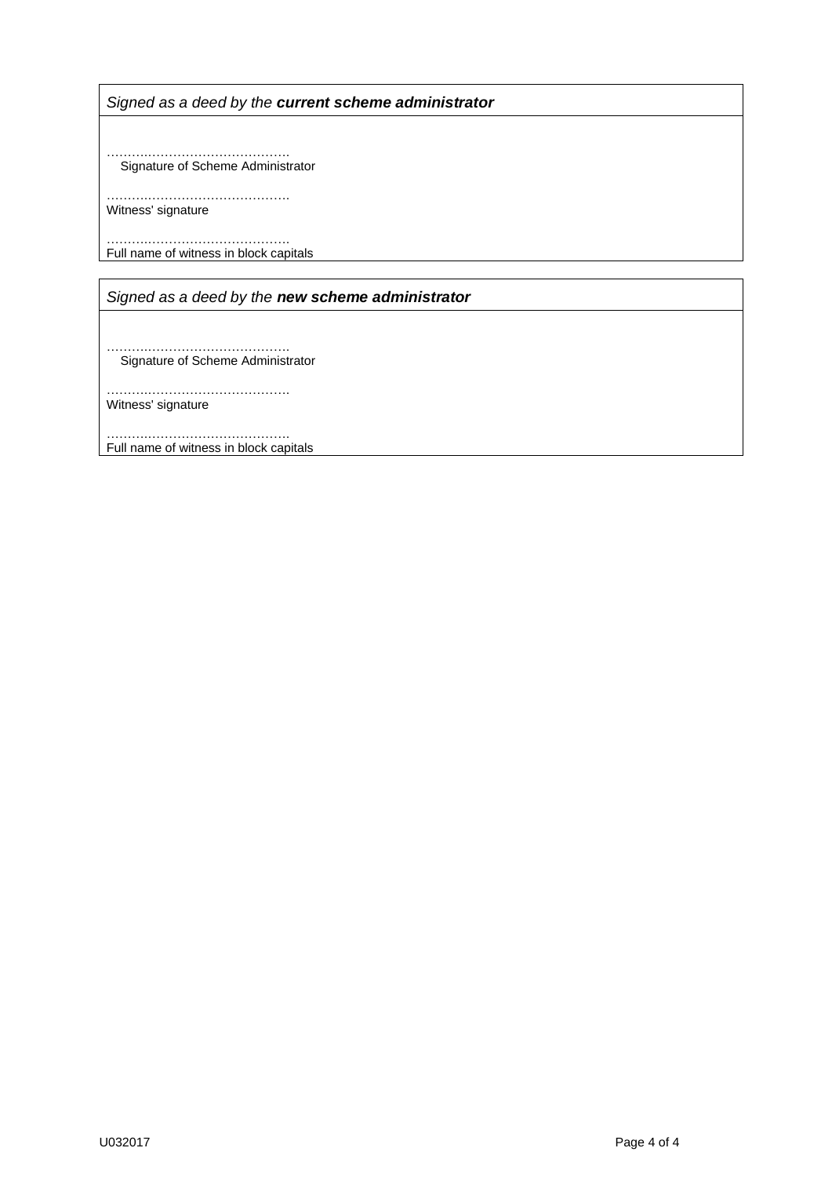*Signed as a deed by the* ***current scheme administrator***

…………………………………….
Signature of Scheme Administrator

…………………………………….
Witness' signature

…………………………………….
Full name of witness in block capitals

*Signed as a deed by the* ***new scheme administrator***

…………………………………….
Signature of Scheme Administrator

…………………………………….
Witness' signature

…………………………………….
Full name of witness in block capitals

U032017